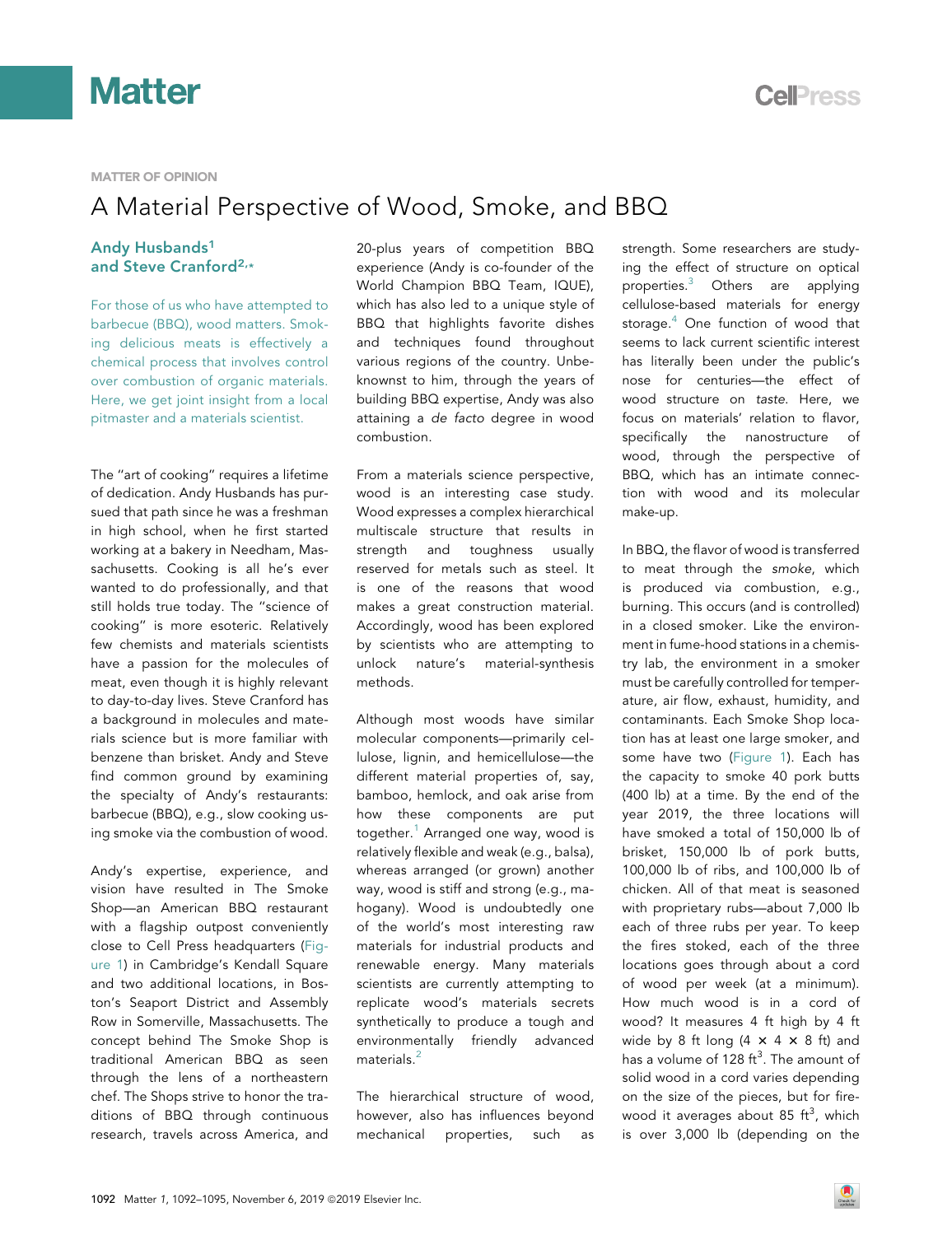MATTER OF OPINION

# A Material Perspective of Wood, Smoke, and BBQ

**Andy Husbands[1] and Steve Cranford[2,*]**

For those of us who have attempted to barbecue (BBQ), wood matters. Smoking delicious meats is effectively a chemical process that involves control over combustion of organic materials. Here, we get joint insight from a local pitmaster and a materials scientist.

The "art of cooking" requires a lifetime of dedication. Andy Husbands has pursued that path since he was a freshman in high school, when he first started working at a bakery in Needham, Massachusetts. Cooking is all he's ever wanted to do professionally, and that still holds true today. The "science of cooking" is more esoteric. Relatively few chemists and materials scientists have a passion for the molecules of meat, even though it is highly relevant to day-to-day lives. Steve Cranford has a background in molecules and materials science but is more familiar with benzene than brisket. Andy and Steve find common ground by examining the specialty of Andy's restaurants: barbecue (BBQ), e.g., slow cooking using smoke via the combustion of wood.

Andy's expertise, experience, and vision have resulted in The Smoke Shop—an American BBQ restaurant with a flagship outpost conveniently close to Cell Press headquarters (Figure 1) in Cambridge's Kendall Square and two additional locations, in Boston's Seaport District and Assembly Row in Somerville, Massachusetts. The concept behind The Smoke Shop is traditional American BBQ as seen through the lens of a northeastern chef. The Shops strive to honor the traditions of BBQ through continuous research, travels across America, and 20-plus years of competition BBQ experience (Andy is co-founder of the World Champion BBQ Team, IQUE), which has also led to a unique style of BBQ that highlights favorite dishes and techniques found throughout various regions of the country. Unbeknownst to him, through the years of building BBQ expertise, Andy was also attaining a *de facto* degree in wood combustion.

From a materials science perspective, wood is an interesting case study. Wood expresses a complex hierarchical multiscale structure that results in strength and toughness usually reserved for metals such as steel. It is one of the reasons that wood makes a great construction material. Accordingly, wood has been explored by scientists who are attempting to unlock nature's material-synthesis methods.

Although most woods have similar molecular components—primarily cellulose, lignin, and hemicellulose—the different material properties of, say, bamboo, hemlock, and oak arise from how these components are put together.[1] Arranged one way, wood is relatively flexible and weak (e.g., balsa), whereas arranged (or grown) another way, wood is stiff and strong (e.g., mahogany). Wood is undoubtedly one of the world's most interesting raw materials for industrial products and renewable energy. Many materials scientists are currently attempting to replicate wood's materials secrets synthetically to produce a tough and environmentally friendly advanced materials.[2]

The hierarchical structure of wood, however, also has influences beyond mechanical properties, such as strength. Some researchers are studying the effect of structure on optical properties.[3] Others are applying cellulose-based materials for energy storage.[4] One function of wood that seems to lack current scientific interest has literally been under the public's nose for centuries—the effect of wood structure on *taste*. Here, we focus on materials' relation to flavor, specifically the nanostructure of wood, through the perspective of BBQ, which has an intimate connection with wood and its molecular make-up.

In BBQ, the flavor of wood is transferred to meat through the *smoke*, which is produced via combustion, e.g., burning. This occurs (and is controlled) in a closed smoker. Like the environment in fume-hood stations in a chemistry lab, the environment in a smoker must be carefully controlled for temperature, air flow, exhaust, humidity, and contaminants. Each Smoke Shop location has at least one large smoker, and some have two (Figure 1). Each has the capacity to smoke 40 pork butts (400 lb) at a time. By the end of the year 2019, the three locations will have smoked a total of 150,000 lb of brisket, 150,000 lb of pork butts, 100,000 lb of ribs, and 100,000 lb of chicken. All of that meat is seasoned with proprietary rubs—about 7,000 lb each of three rubs per year. To keep the fires stoked, each of the three locations goes through about a cord of wood per week (at a minimum). How much wood is in a cord of wood? It measures 4 ft high by 4 ft wide by 8 ft long ($4 \times 4 \times 8$ ft) and has a volume of 128 $ft^3$. The amount of solid wood in a cord varies depending on the size of the pieces, but for firewood it averages about 85 $ft^3$, which is over 3,000 lb (depending on the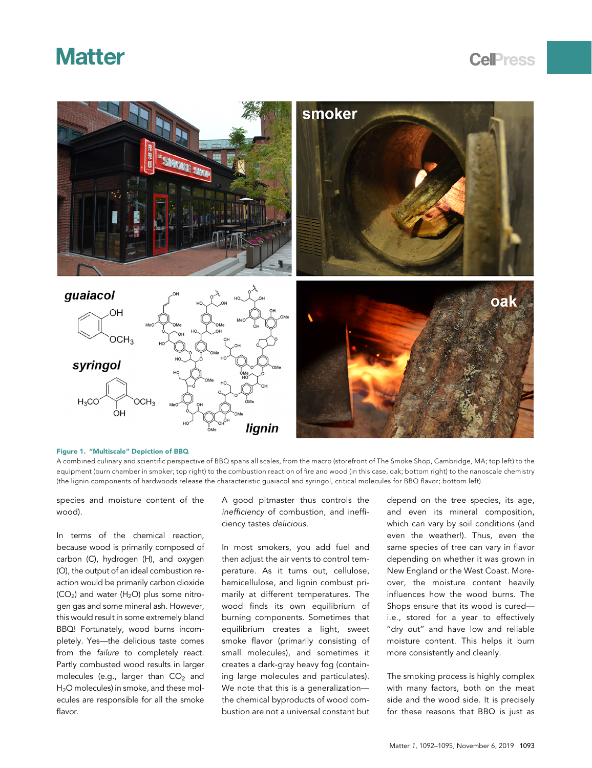**Figure 1. "Multiscale" Depiction of BBQ**

A combined culinary and scientific perspective of BBQ spans all scales, from the macro (storefront of The Smoke Shop, Cambridge, MA; top left) to the equipment (burn chamber in smoker; top right) to the combustion reaction of fire and wood (in this case, oak; bottom right) to the nanoscale chemistry (the lignin components of hardwoods release the characteristic guaiacol and syringol, critical molecules for BBQ flavor; bottom left).

species and moisture content of the wood).

In terms of the chemical reaction, because wood is primarily composed of carbon (C), hydrogen (H), and oxygen (O), the output of an ideal combustion reaction would be primarily carbon dioxide ($CO_2$) and water ($H_2O$) plus some nitrogen gas and some mineral ash. However, this would result in some extremely bland BBQ! Fortunately, wood burns incompletely. Yes—the delicious taste comes from the *failure* to completely react. Partly combusted wood results in larger molecules (e.g., larger than $CO_2$ and $H_2O$ molecules) in smoke, and these molecules are responsible for all the smoke flavor.

A good pitmaster thus controls the *inefficiency* of combustion, and inefficiency tastes *delicious.*

In most smokers, you add fuel and then adjust the air vents to control temperature. As it turns out, cellulose, hemicellulose, and lignin combust primarily at different temperatures. The wood finds its own equilibrium of burning components. Sometimes that equilibrium creates a light, sweet smoke flavor (primarily consisting of small molecules), and sometimes it creates a dark-gray heavy fog (containing large molecules and particulates). We note that this is a generalization—the chemical byproducts of wood combustion are not a universal constant but depend on the tree species, its age, and even its mineral composition, which can vary by soil conditions (and even the weather!). Thus, even the same species of tree can vary in flavor depending on whether it was grown in New England or the West Coast. Moreover, the moisture content heavily influences how the wood burns. The Shops ensure that its wood is cured—i.e., stored for a year to effectively "dry out" and have low and reliable moisture content. This helps it burn more consistently and cleanly.

The smoking process is highly complex with many factors, both on the meat side and the wood side. It is precisely for these reasons that BBQ is just as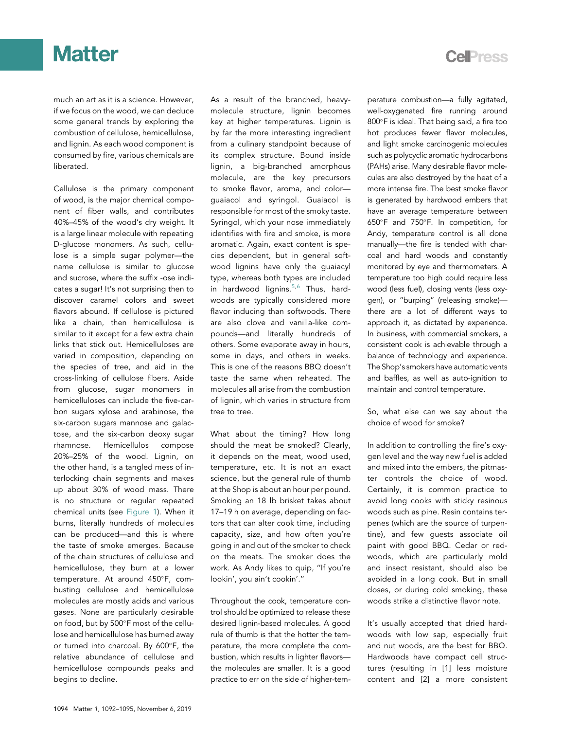much an art as it is a science. However, if we focus on the wood, we can deduce some general trends by exploring the combustion of cellulose, hemicellulose, and lignin. As each wood component is consumed by fire, various chemicals are liberated.

Cellulose is the primary component of wood, is the major chemical component of fiber walls, and contributes 40%–45% of the wood's dry weight. It is a large linear molecule with repeating D-glucose monomers. As such, cellulose is a simple sugar polymer—the name cellulose is similar to glucose and sucrose, where the suffix -ose indicates a sugar! It's not surprising then to discover caramel colors and sweet flavors abound. If cellulose is pictured like a chain, then hemicellulose is similar to it except for a few extra chain links that stick out. Hemicelluloses are varied in composition, depending on the species of tree, and aid in the cross-linking of cellulose fibers. Aside from glucose, sugar monomers in hemicelluloses can include the five-carbon sugars xylose and arabinose, the six-carbon sugars mannose and galactose, and the six-carbon deoxy sugar rhamnose. Hemicellulos compose 20%–25% of the wood. Lignin, on the other hand, is a tangled mess of interlocking chain segments and makes up about 30% of wood mass. There is no structure or regular repeated chemical units (see Figure 1). When it burns, literally hundreds of molecules can be produced—and this is where the taste of smoke emerges. Because of the chain structures of cellulose and hemicellulose, they burn at a lower temperature. At around 450°F, combusting cellulose and hemicellulose molecules are mostly acids and various gases. None are particularly desirable on food, but by 500°F most of the cellulose and hemicellulose has burned away or turned into charcoal. By 600°F, the relative abundance of cellulose and hemicellulose compounds peaks and begins to decline.

As a result of the branched, heavy-molecule structure, lignin becomes key at higher temperatures. Lignin is by far the more interesting ingredient from a culinary standpoint because of its complex structure. Bound inside lignin, a big-branched amorphous molecule, are the key precursors to smoke flavor, aroma, and color—guaiacol and syringol. Guaiacol is responsible for most of the smoky taste. Syringol, which your nose immediately identifies with fire and smoke, is more aromatic. Again, exact content is species dependent, but in general softwood lignins have only the guaiacyl type, whereas both types are included in hardwood lignins.[5,6] Thus, hardwoods are typically considered more flavor inducing than softwoods. There are also clove and vanilla-like compounds—and literally hundreds of others. Some evaporate away in hours, some in days, and others in weeks. This is one of the reasons BBQ doesn't taste the same when reheated. The molecules all arise from the combustion of lignin, which varies in structure from tree to tree.

What about the timing? How long should the meat be smoked? Clearly, it depends on the meat, wood used, temperature, etc. It is not an exact science, but the general rule of thumb at the Shop is about an hour per pound. Smoking an 18 lb brisket takes about 17–19 h on average, depending on factors that can alter cook time, including capacity, size, and how often you're going in and out of the smoker to check on the meats. The smoker does the work. As Andy likes to quip, "If you're lookin', you ain't cookin'."

Throughout the cook, temperature control should be optimized to release these desired lignin-based molecules. A good rule of thumb is that the hotter the temperature, the more complete the combustion, which results in lighter flavors—the molecules are smaller. It is a good practice to err on the side of higher-temperature combustion—a fully agitated, well-oxygenated fire running around 800°F is ideal. That being said, a fire too hot produces fewer flavor molecules, and light smoke carcinogenic molecules such as polycyclic aromatic hydrocarbons (PAHs) arise. Many desirable flavor molecules are also destroyed by the heat of a more intense fire. The best smoke flavor is generated by hardwood embers that have an average temperature between 650°F and 750°F. In competition, for Andy, temperature control is all done manually—the fire is tended with charcoal and hard woods and constantly monitored by eye and thermometers. A temperature too high could require less wood (less fuel), closing vents (less oxygen), or "burping" (releasing smoke)—there are a lot of different ways to approach it, as dictated by experience. In business, with commercial smokers, a consistent cook is achievable through a balance of technology and experience. The Shop's smokers have automatic vents and baffles, as well as auto-ignition to maintain and control temperature.

So, what else can we say about the choice of wood for smoke?

In addition to controlling the fire's oxygen level and the way new fuel is added and mixed into the embers, the pitmaster controls the choice of wood. Certainly, it is common practice to avoid long cooks with sticky resinous woods such as pine. Resin contains terpenes (which are the source of turpentine), and few guests associate oil paint with good BBQ. Cedar or redwoods, which are particularly mold and insect resistant, should also be avoided in a long cook. But in small doses, or during cold smoking, these woods strike a distinctive flavor note.

It's usually accepted that dried hardwoods with low sap, especially fruit and nut woods, are the best for BBQ. Hardwoods have compact cell structures (resulting in [1] less moisture content and [2] a more consistent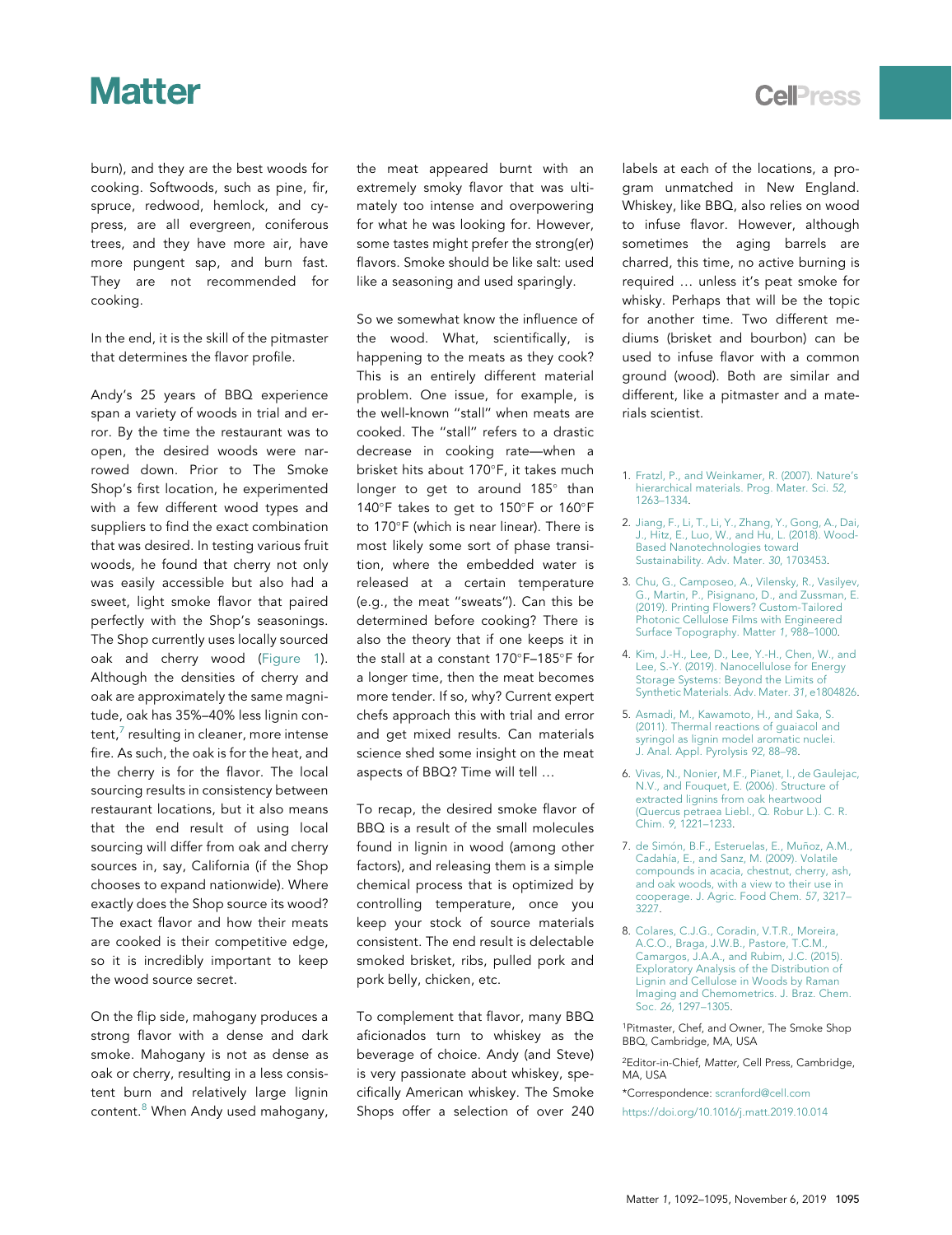burn), and they are the best woods for cooking. Softwoods, such as pine, fir, spruce, redwood, hemlock, and cypress, are all evergreen, coniferous trees, and they have more air, have more pungent sap, and burn fast. They are not recommended for cooking.

In the end, it is the skill of the pitmaster that determines the flavor profile.

Andy's 25 years of BBQ experience span a variety of woods in trial and error. By the time the restaurant was to open, the desired woods were narrowed down. Prior to The Smoke Shop's first location, he experimented with a few different wood types and suppliers to find the exact combination that was desired. In testing various fruit woods, he found that cherry not only was easily accessible but also had a sweet, light smoke flavor that paired perfectly with the Shop's seasonings. The Shop currently uses locally sourced oak and cherry wood (Figure 1). Although the densities of cherry and oak are approximately the same magnitude, oak has 35%–40% less lignin content,[7] resulting in cleaner, more intense fire. As such, the oak is for the heat, and the cherry is for the flavor. The local sourcing results in consistency between restaurant locations, but it also means that the end result of using local sourcing will differ from oak and cherry sources in, say, California (if the Shop chooses to expand nationwide). Where exactly does the Shop source its wood? The exact flavor and how their meats are cooked is their competitive edge, so it is incredibly important to keep the wood source secret.

On the flip side, mahogany produces a strong flavor with a dense and dark smoke. Mahogany is not as dense as oak or cherry, resulting in a less consistent burn and relatively large lignin content.[8] When Andy used mahogany, the meat appeared burnt with an extremely smoky flavor that was ultimately too intense and overpowering for what he was looking for. However, some tastes might prefer the strong(er) flavors. Smoke should be like salt: used like a seasoning and used sparingly.

So we somewhat know the influence of the wood. What, scientifically, is happening to the meats as they cook? This is an entirely different material problem. One issue, for example, is the well-known "stall" when meats are cooked. The "stall" refers to a drastic decrease in cooking rate—when a brisket hits about 170°F, it takes much longer to get to around 185° than 140°F takes to get to 150°F or 160°F to 170°F (which is near linear). There is most likely some sort of phase transition, where the embedded water is released at a certain temperature (e.g., the meat "sweats"). Can this be determined before cooking? There is also the theory that if one keeps it in the stall at a constant 170°F–185°F for a longer time, then the meat becomes more tender. If so, why? Current expert chefs approach this with trial and error and get mixed results. Can materials science shed some insight on the meat aspects of BBQ? Time will tell …

To recap, the desired smoke flavor of BBQ is a result of the small molecules found in lignin in wood (among other factors), and releasing them is a simple chemical process that is optimized by controlling temperature, once you keep your stock of source materials consistent. The end result is delectable smoked brisket, ribs, pulled pork and pork belly, chicken, etc.

To complement that flavor, many BBQ aficionados turn to whiskey as the beverage of choice. Andy (and Steve) is very passionate about whiskey, specifically American whiskey. The Smoke Shops offer a selection of over 240 labels at each of the locations, a program unmatched in New England. Whiskey, like BBQ, also relies on wood to infuse flavor. However, although sometimes the aging barrels are charred, this time, no active burning is required … unless it's peat smoke for whisky. Perhaps that will be the topic for another time. Two different mediums (brisket and bourbon) can be used to infuse flavor with a common ground (wood). Both are similar and different, like a pitmaster and a materials scientist.

1. Fratzl, P., and Weinkamer, R. (2007). Nature's hierarchical materials. Prog. Mater. Sci. *52*, 1263–1334.
2. Jiang, F., Li, T., Li, Y., Zhang, Y., Gong, A., Dai, J., Hitz, E., Luo, W., and Hu, L. (2018). Wood-Based Nanotechnologies toward Sustainability. Adv. Mater. *30*, 1703453.
3. Chu, G., Camposeo, A., Vilensky, R., Vasilyev, G., Martin, P., Pisignano, D., and Zussman, E. (2019). Printing Flowers? Custom-Tailored Photonic Cellulose Films with Engineered Surface Topography. Matter *1*, 988–1000.
4. Kim, J.-H., Lee, D., Lee, Y.-H., Chen, W., and Lee, S.-Y. (2019). Nanocellulose for Energy Storage Systems: Beyond the Limits of Synthetic Materials. Adv. Mater. *31*, e1804826.
5. Asmadi, M., Kawamoto, H., and Saka, S. (2011). Thermal reactions of guaiacol and syringol as lignin model aromatic nuclei. J. Anal. Appl. Pyrolysis *92*, 88–98.
6. Vivas, N., Nonier, M.F., Pianet, I., de Gaulejac, N.V., and Fouquet, E. (2006). Structure of extracted lignins from oak heartwood (Quercus petraea Liebl., Q. Robur L.). C. R. Chim. *9*, 1221–1233.
7. de Simón, B.F., Esteruelas, E., Muñoz, A.M., Cadahía, E., and Sanz, M. (2009). Volatile compounds in acacia, chestnut, cherry, ash, and oak woods, with a view to their use in cooperage. J. Agric. Food Chem. *57*, 3217–3227.
8. Colares, C.J.G., Coradin, V.T.R., Moreira, A.C.O., Braga, J.W.B., Pastore, T.C.M., Camargos, J.A.A., and Rubim, J.C. (2015). Exploratory Analysis of the Distribution of Lignin and Cellulose in Woods by Raman Imaging and Chemometrics. J. Braz. Chem. Soc. *26*, 1297–1305.

[1]Pitmaster, Chef, and Owner, The Smoke Shop BBQ, Cambridge, MA, USA

[2]Editor-in-Chief, *Matter*, Cell Press, Cambridge, MA, USA

*Correspondence: scranford@cell.com

https://doi.org/10.1016/j.matt.2019.10.014